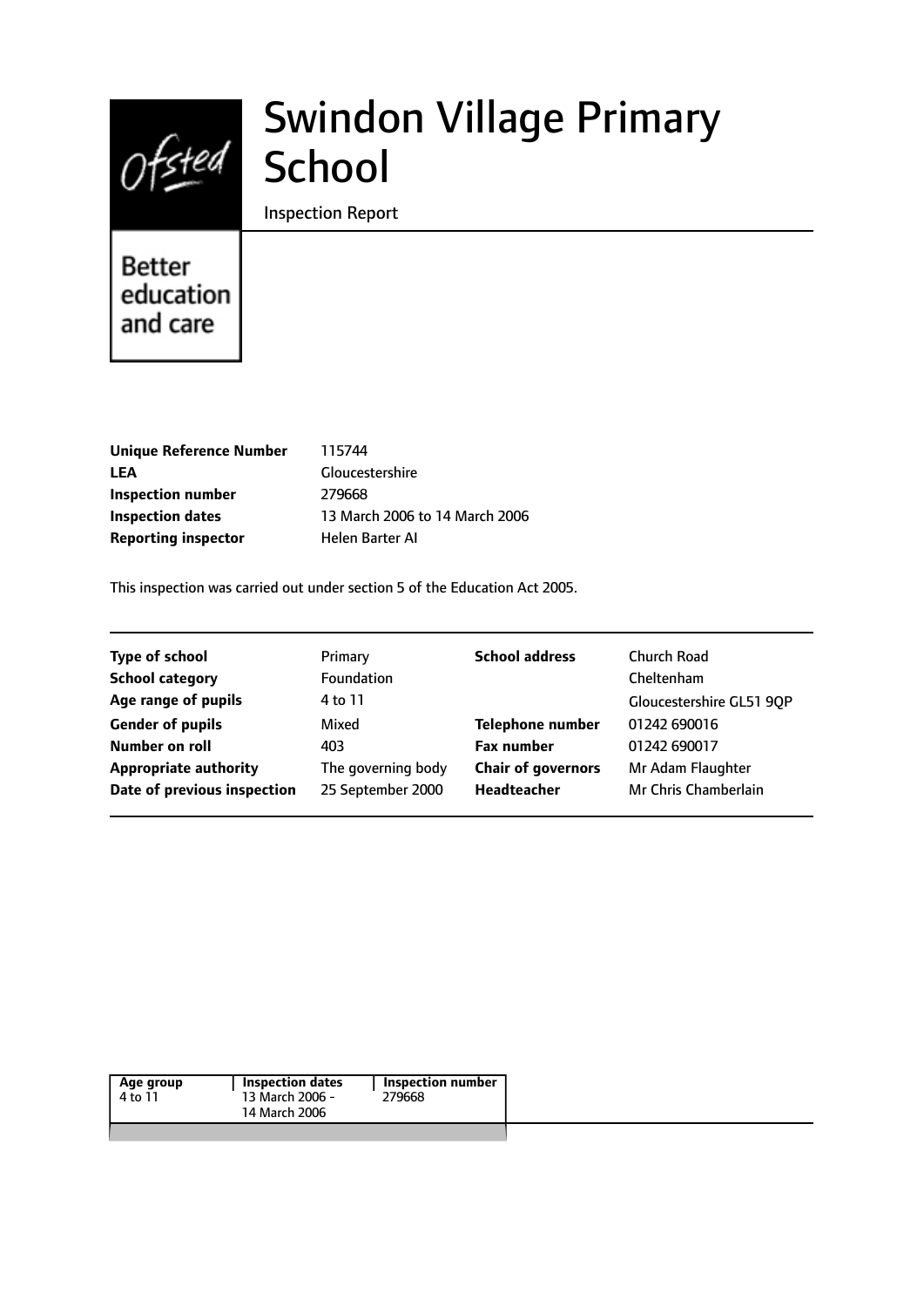# Swindon Village Primary School

Inspection Report

Better education and care

| | |
|---|---|
| **Unique Reference Number** | 115744 |
| **LEA** | Gloucestershire |
| **Inspection number** | 279668 |
| **Inspection dates** | 13 March 2006 to 14 March 2006 |
| **Reporting inspector** | Helen Barter AI |

This inspection was carried out under section 5 of the Education Act 2005.

| | | | |
|---|---|---|---|
| **Type of school** | Primary | **School address** | Church Road |
| **School category** | Foundation | | Cheltenham |
| **Age range of pupils** | 4 to 11 | | Gloucestershire GL51 9QP |
| **Gender of pupils** | Mixed | **Telephone number** | 01242 690016 |
| **Number on roll** | 403 | **Fax number** | 01242 690017 |
| **Appropriate authority** | The governing body | **Chair of governors** | Mr Adam Flaughter |
| **Date of previous inspection** | 25 September 2000 | **Headteacher** | Mr Chris Chamberlain |

| Age group | Inspection dates | Inspection number |
|---|---|---|
| 4 to 11 | 13 March 2006 - 14 March 2006 | 279668 |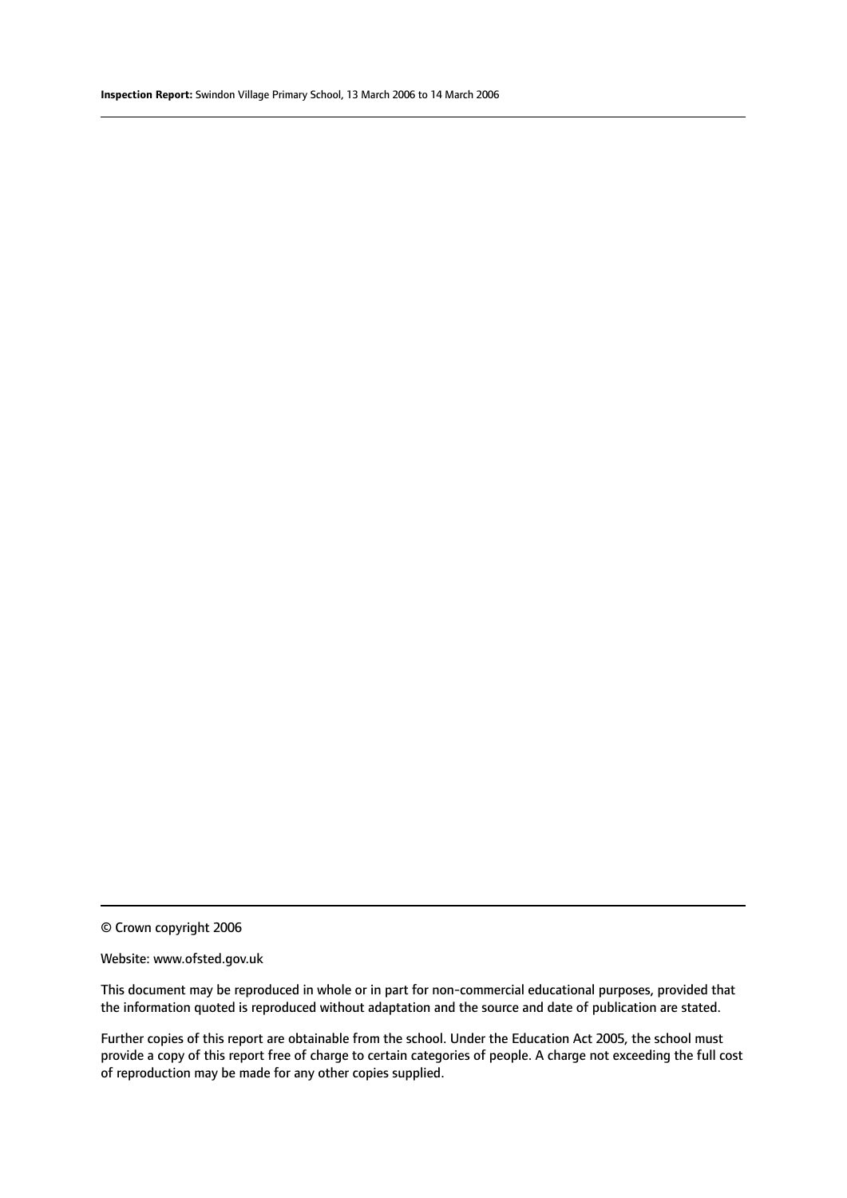© Crown copyright 2006

Website: www.ofsted.gov.uk

This document may be reproduced in whole or in part for non-commercial educational purposes, provided that the information quoted is reproduced without adaptation and the source and date of publication are stated.

Further copies of this report are obtainable from the school. Under the Education Act 2005, the school must provide a copy of this report free of charge to certain categories of people. A charge not exceeding the full cost of reproduction may be made for any other copies supplied.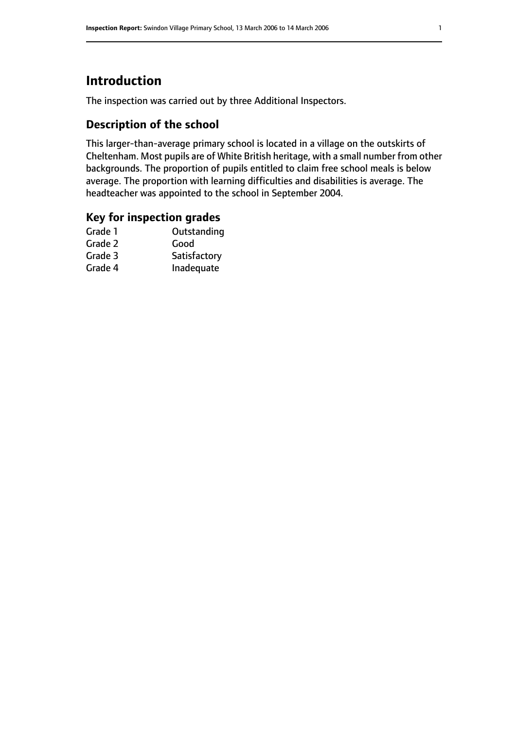# Introduction

The inspection was carried out by three Additional Inspectors.

## Description of the school

This larger-than-average primary school is located in a village on the outskirts of Cheltenham. Most pupils are of White British heritage, with a small number from other backgrounds. The proportion of pupils entitled to claim free school meals is below average. The proportion with learning difficulties and disabilities is average. The headteacher was appointed to the school in September 2004.

## Key for inspection grades

| | |
|---|---|
| Grade 1 | Outstanding |
| Grade 2 | Good |
| Grade 3 | Satisfactory |
| Grade 4 | Inadequate |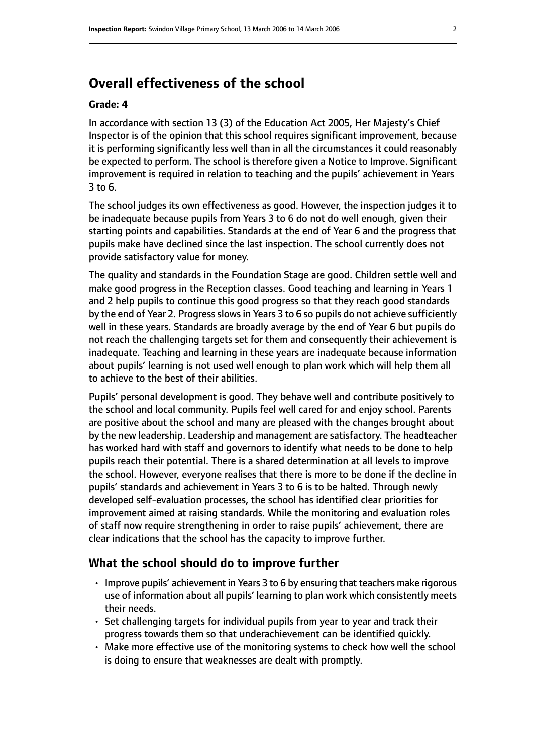## Overall effectiveness of the school

### Grade: 4

In accordance with section 13 (3) of the Education Act 2005, Her Majesty's Chief Inspector is of the opinion that this school requires significant improvement, because it is performing significantly less well than in all the circumstances it could reasonably be expected to perform. The school is therefore given a Notice to Improve. Significant improvement is required in relation to teaching and the pupils' achievement in Years 3 to 6.

The school judges its own effectiveness as good. However, the inspection judges it to be inadequate because pupils from Years 3 to 6 do not do well enough, given their starting points and capabilities. Standards at the end of Year 6 and the progress that pupils make have declined since the last inspection. The school currently does not provide satisfactory value for money.

The quality and standards in the Foundation Stage are good. Children settle well and make good progress in the Reception classes. Good teaching and learning in Years 1 and 2 help pupils to continue this good progress so that they reach good standards by the end of Year 2. Progress slows in Years 3 to 6 so pupils do not achieve sufficiently well in these years. Standards are broadly average by the end of Year 6 but pupils do not reach the challenging targets set for them and consequently their achievement is inadequate. Teaching and learning in these years are inadequate because information about pupils' learning is not used well enough to plan work which will help them all to achieve to the best of their abilities.

Pupils' personal development is good. They behave well and contribute positively to the school and local community. Pupils feel well cared for and enjoy school. Parents are positive about the school and many are pleased with the changes brought about by the new leadership. Leadership and management are satisfactory. The headteacher has worked hard with staff and governors to identify what needs to be done to help pupils reach their potential. There is a shared determination at all levels to improve the school. However, everyone realises that there is more to be done if the decline in pupils' standards and achievement in Years 3 to 6 is to be halted. Through newly developed self-evaluation processes, the school has identified clear priorities for improvement aimed at raising standards. While the monitoring and evaluation roles of staff now require strengthening in order to raise pupils' achievement, there are clear indications that the school has the capacity to improve further.

## What the school should do to improve further

- Improve pupils' achievement in Years 3 to 6 by ensuring that teachers make rigorous use of information about all pupils' learning to plan work which consistently meets their needs.
- Set challenging targets for individual pupils from year to year and track their progress towards them so that underachievement can be identified quickly.
- Make more effective use of the monitoring systems to check how well the school is doing to ensure that weaknesses are dealt with promptly.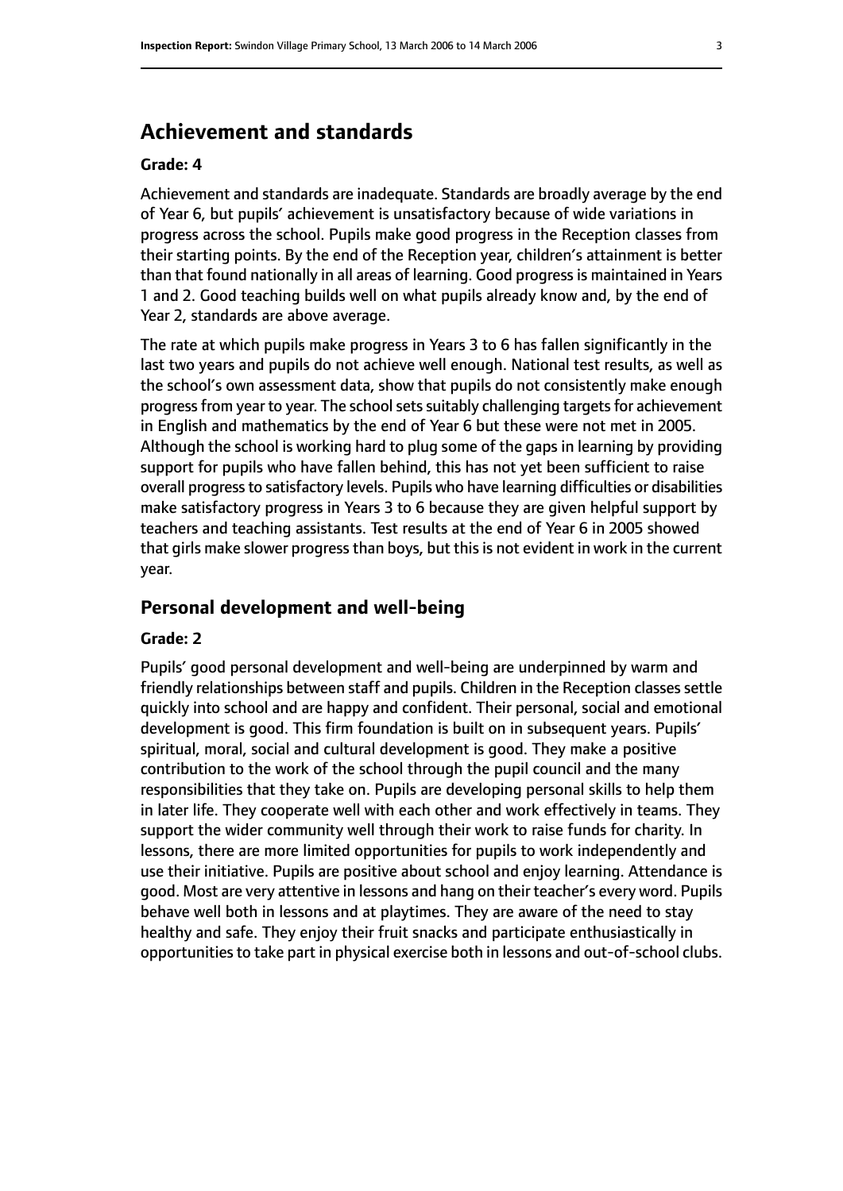## Achievement and standards

**Grade: 4**

Achievement and standards are inadequate. Standards are broadly average by the end of Year 6, but pupils' achievement is unsatisfactory because of wide variations in progress across the school. Pupils make good progress in the Reception classes from their starting points. By the end of the Reception year, children's attainment is better than that found nationally in all areas of learning. Good progress is maintained in Years 1 and 2. Good teaching builds well on what pupils already know and, by the end of Year 2, standards are above average.

The rate at which pupils make progress in Years 3 to 6 has fallen significantly in the last two years and pupils do not achieve well enough. National test results, as well as the school's own assessment data, show that pupils do not consistently make enough progress from year to year. The school sets suitably challenging targets for achievement in English and mathematics by the end of Year 6 but these were not met in 2005. Although the school is working hard to plug some of the gaps in learning by providing support for pupils who have fallen behind, this has not yet been sufficient to raise overall progress to satisfactory levels. Pupils who have learning difficulties or disabilities make satisfactory progress in Years 3 to 6 because they are given helpful support by teachers and teaching assistants. Test results at the end of Year 6 in 2005 showed that girls make slower progress than boys, but this is not evident in work in the current year.

## Personal development and well-being

**Grade: 2**

Pupils' good personal development and well-being are underpinned by warm and friendly relationships between staff and pupils. Children in the Reception classes settle quickly into school and are happy and confident. Their personal, social and emotional development is good. This firm foundation is built on in subsequent years. Pupils' spiritual, moral, social and cultural development is good. They make a positive contribution to the work of the school through the pupil council and the many responsibilities that they take on. Pupils are developing personal skills to help them in later life. They cooperate well with each other and work effectively in teams. They support the wider community well through their work to raise funds for charity. In lessons, there are more limited opportunities for pupils to work independently and use their initiative. Pupils are positive about school and enjoy learning. Attendance is good. Most are very attentive in lessons and hang on their teacher's every word. Pupils behave well both in lessons and at playtimes. They are aware of the need to stay healthy and safe. They enjoy their fruit snacks and participate enthusiastically in opportunities to take part in physical exercise both in lessons and out-of-school clubs.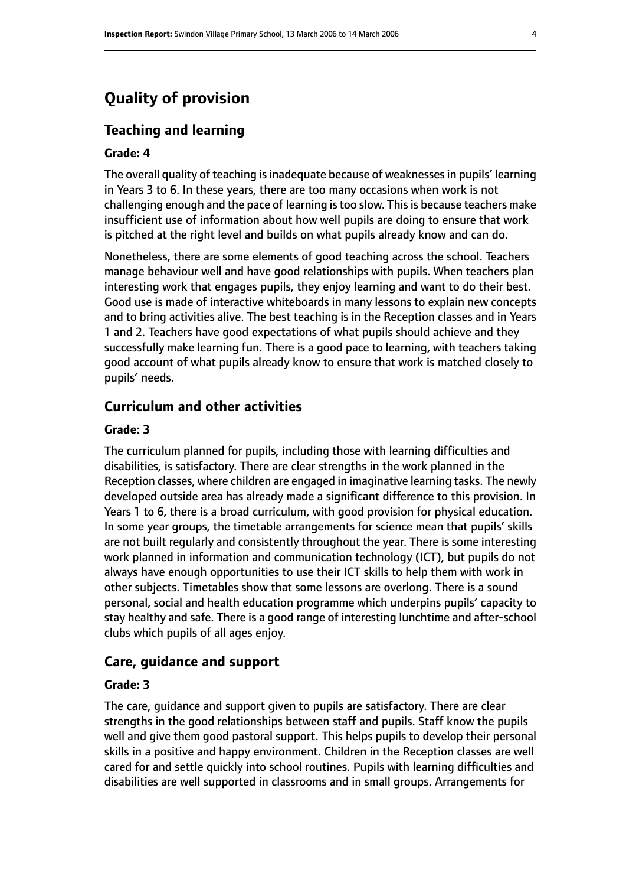# Quality of provision

## Teaching and learning

### Grade: 4

The overall quality of teaching is inadequate because of weaknesses in pupils' learning in Years 3 to 6. In these years, there are too many occasions when work is not challenging enough and the pace of learning is too slow. This is because teachers make insufficient use of information about how well pupils are doing to ensure that work is pitched at the right level and builds on what pupils already know and can do.

Nonetheless, there are some elements of good teaching across the school. Teachers manage behaviour well and have good relationships with pupils. When teachers plan interesting work that engages pupils, they enjoy learning and want to do their best. Good use is made of interactive whiteboards in many lessons to explain new concepts and to bring activities alive. The best teaching is in the Reception classes and in Years 1 and 2. Teachers have good expectations of what pupils should achieve and they successfully make learning fun. There is a good pace to learning, with teachers taking good account of what pupils already know to ensure that work is matched closely to pupils' needs.

## Curriculum and other activities

### Grade: 3

The curriculum planned for pupils, including those with learning difficulties and disabilities, is satisfactory. There are clear strengths in the work planned in the Reception classes, where children are engaged in imaginative learning tasks. The newly developed outside area has already made a significant difference to this provision. In Years 1 to 6, there is a broad curriculum, with good provision for physical education. In some year groups, the timetable arrangements for science mean that pupils' skills are not built regularly and consistently throughout the year. There is some interesting work planned in information and communication technology (ICT), but pupils do not always have enough opportunities to use their ICT skills to help them with work in other subjects. Timetables show that some lessons are overlong. There is a sound personal, social and health education programme which underpins pupils' capacity to stay healthy and safe. There is a good range of interesting lunchtime and after-school clubs which pupils of all ages enjoy.

## Care, guidance and support

### Grade: 3

The care, guidance and support given to pupils are satisfactory. There are clear strengths in the good relationships between staff and pupils. Staff know the pupils well and give them good pastoral support. This helps pupils to develop their personal skills in a positive and happy environment. Children in the Reception classes are well cared for and settle quickly into school routines. Pupils with learning difficulties and disabilities are well supported in classrooms and in small groups. Arrangements for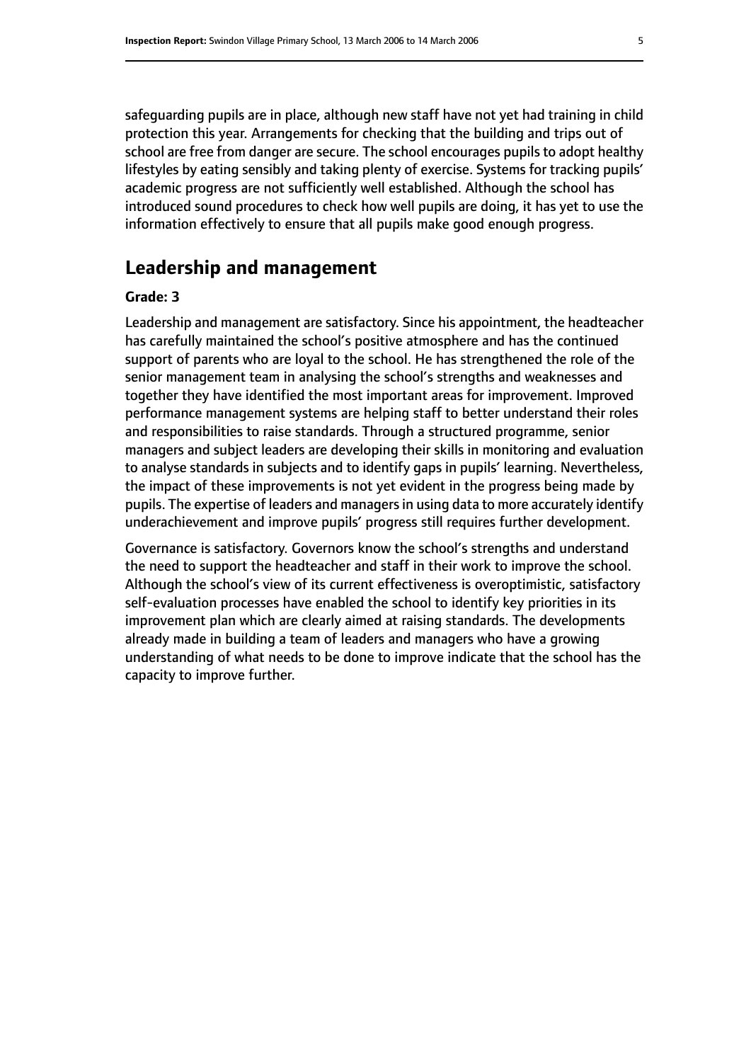safeguarding pupils are in place, although new staff have not yet had training in child protection this year. Arrangements for checking that the building and trips out of school are free from danger are secure. The school encourages pupils to adopt healthy lifestyles by eating sensibly and taking plenty of exercise. Systems for tracking pupils' academic progress are not sufficiently well established. Although the school has introduced sound procedures to check how well pupils are doing, it has yet to use the information effectively to ensure that all pupils make good enough progress.

## Leadership and management

**Grade: 3**

Leadership and management are satisfactory. Since his appointment, the headteacher has carefully maintained the school's positive atmosphere and has the continued support of parents who are loyal to the school. He has strengthened the role of the senior management team in analysing the school's strengths and weaknesses and together they have identified the most important areas for improvement. Improved performance management systems are helping staff to better understand their roles and responsibilities to raise standards. Through a structured programme, senior managers and subject leaders are developing their skills in monitoring and evaluation to analyse standards in subjects and to identify gaps in pupils' learning. Nevertheless, the impact of these improvements is not yet evident in the progress being made by pupils. The expertise of leaders and managers in using data to more accurately identify underachievement and improve pupils' progress still requires further development.

Governance is satisfactory. Governors know the school's strengths and understand the need to support the headteacher and staff in their work to improve the school. Although the school's view of its current effectiveness is overoptimistic, satisfactory self-evaluation processes have enabled the school to identify key priorities in its improvement plan which are clearly aimed at raising standards. The developments already made in building a team of leaders and managers who have a growing understanding of what needs to be done to improve indicate that the school has the capacity to improve further.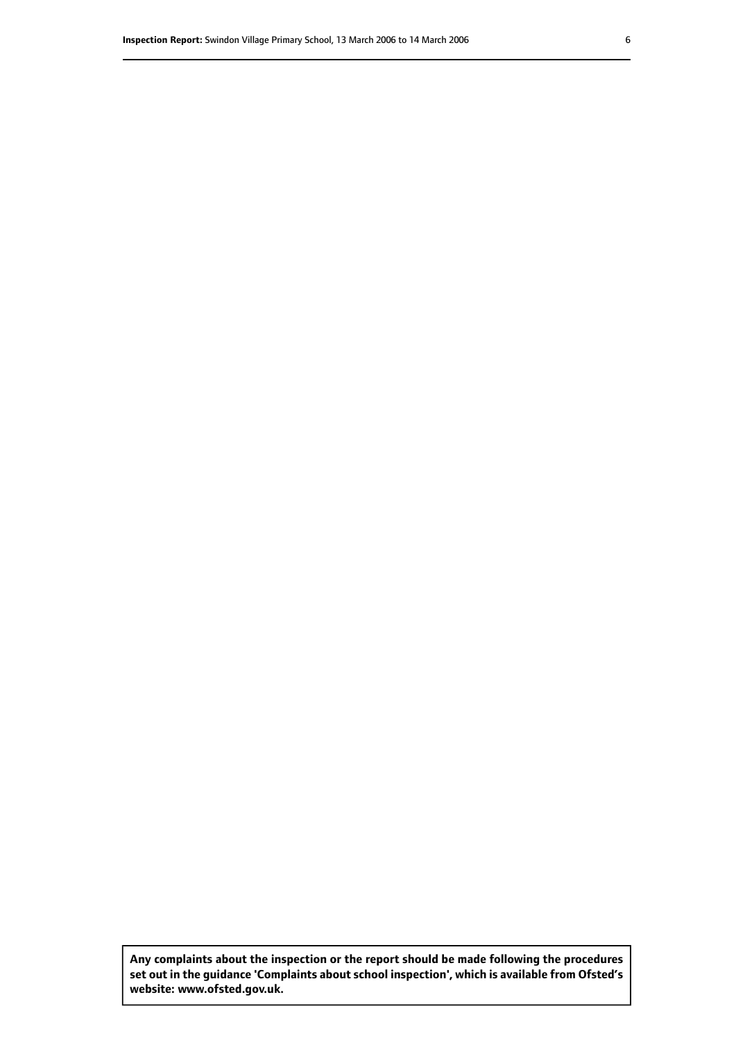**Any complaints about the inspection or the report should be made following the procedures set out in the guidance 'Complaints about school inspection', which is available from Ofsted's website: www.ofsted.gov.uk.**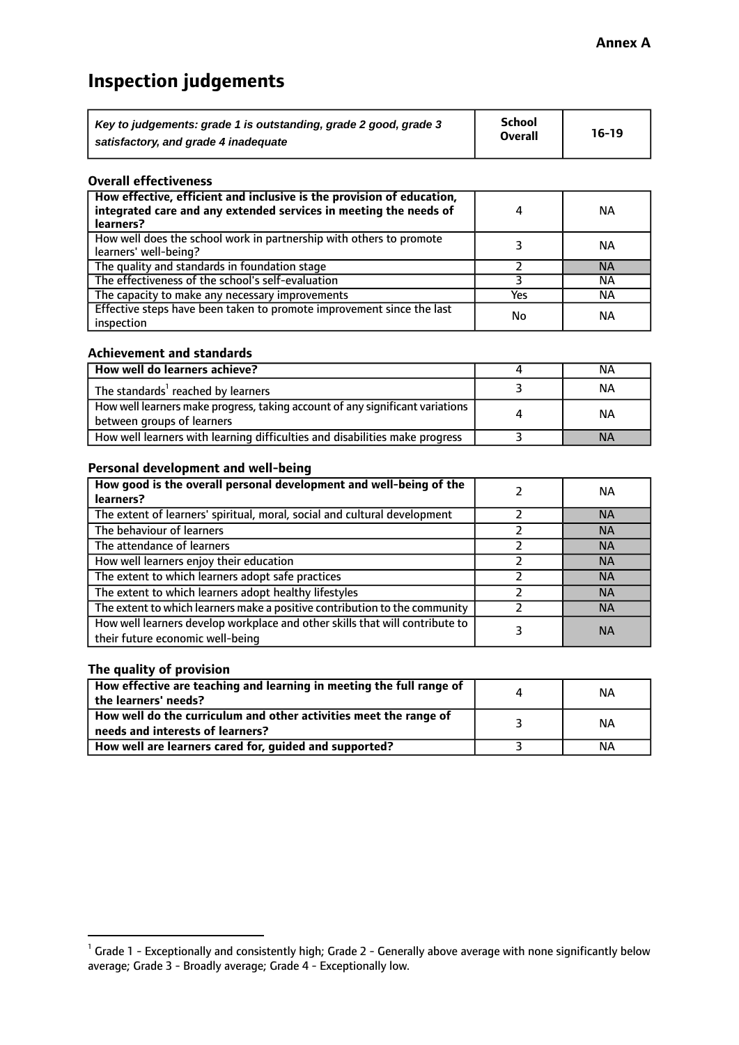**Annex A**

# Inspection judgements

| *Key to judgements: grade 1 is outstanding, grade 2 good, grade 3 satisfactory, and grade 4 inadequate* | School Overall | 16-19 |
|---|---|---|

### Overall effectiveness

| | | |
|---|---|---|
| **How effective, efficient and inclusive is the provision of education, integrated care and any extended services in meeting the needs of learners?** | 4 | NA |
| How well does the school work in partnership with others to promote learners' well-being? | 3 | NA |
| The quality and standards in foundation stage | 2 | NA |
| The effectiveness of the school's self-evaluation | 3 | NA |
| The capacity to make any necessary improvements | Yes | NA |
| Effective steps have been taken to promote improvement since the last inspection | No | NA |

### Achievement and standards

| | | |
|---|---|---|
| **How well do learners achieve?** | 4 | NA |
| The standards[1] reached by learners | 3 | NA |
| How well learners make progress, taking account of any significant variations between groups of learners | 4 | NA |
| How well learners with learning difficulties and disabilities make progress | 3 | NA |

### Personal development and well-being

| | | |
|---|---|---|
| **How good is the overall personal development and well-being of the learners?** | 2 | NA |
| The extent of learners' spiritual, moral, social and cultural development | 2 | NA |
| The behaviour of learners | 2 | NA |
| The attendance of learners | 2 | NA |
| How well learners enjoy their education | 2 | NA |
| The extent to which learners adopt safe practices | 2 | NA |
| The extent to which learners adopt healthy lifestyles | 2 | NA |
| The extent to which learners make a positive contribution to the community | 2 | NA |
| How well learners develop workplace and other skills that will contribute to their future economic well-being | 3 | NA |

### The quality of provision

| | | |
|---|---|---|
| **How effective are teaching and learning in meeting the full range of the learners' needs?** | 4 | NA |
| **How well do the curriculum and other activities meet the range of needs and interests of learners?** | 3 | NA |
| **How well are learners cared for, guided and supported?** | 3 | NA |

[1] Grade 1 - Exceptionally and consistently high; Grade 2 - Generally above average with none significantly below average; Grade 3 - Broadly average; Grade 4 - Exceptionally low.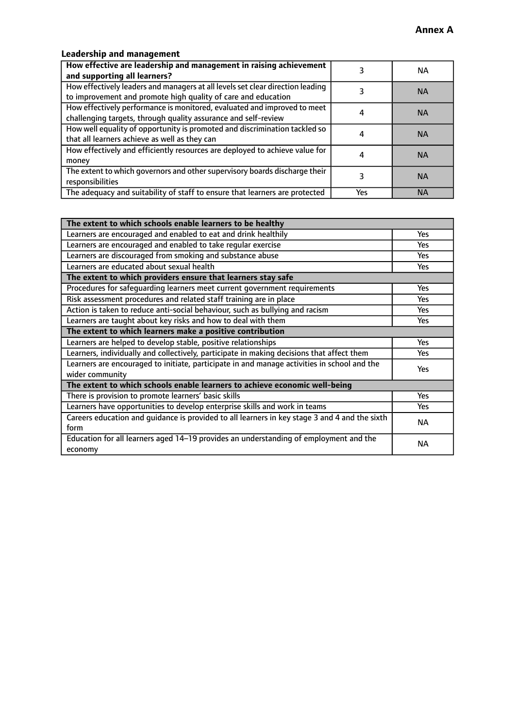**Annex A**

### Leadership and management

| **How effective are leadership and management in raising achievement and supporting all learners?** | 3 | NA |
|---|---|---|
| How effectively leaders and managers at all levels set clear direction leading to improvement and promote high quality of care and education | 3 | NA |
| How effectively performance is monitored, evaluated and improved to meet challenging targets, through quality assurance and self-review | 4 | NA |
| How well equality of opportunity is promoted and discrimination tackled so that all learners achieve as well as they can | 4 | NA |
| How effectively and efficiently resources are deployed to achieve value for money | 4 | NA |
| The extent to which governors and other supervisory boards discharge their responsibilities | 3 | NA |
| The adequacy and suitability of staff to ensure that learners are protected | Yes | NA |

| **The extent to which schools enable learners to be healthy** | |
|---|---|
| Learners are encouraged and enabled to eat and drink healthily | Yes |
| Learners are encouraged and enabled to take regular exercise | Yes |
| Learners are discouraged from smoking and substance abuse | Yes |
| Learners are educated about sexual health | Yes |
| **The extent to which providers ensure that learners stay safe** | |
| Procedures for safeguarding learners meet current government requirements | Yes |
| Risk assessment procedures and related staff training are in place | Yes |
| Action is taken to reduce anti-social behaviour, such as bullying and racism | Yes |
| Learners are taught about key risks and how to deal with them | Yes |
| **The extent to which learners make a positive contribution** | |
| Learners are helped to develop stable, positive relationships | Yes |
| Learners, individually and collectively, participate in making decisions that affect them | Yes |
| Learners are encouraged to initiate, participate in and manage activities in school and the wider community | Yes |
| **The extent to which schools enable learners to achieve economic well-being** | |
| There is provision to promote learners' basic skills | Yes |
| Learners have opportunities to develop enterprise skills and work in teams | Yes |
| Careers education and guidance is provided to all learners in key stage 3 and 4 and the sixth form | NA |
| Education for all learners aged 14–19 provides an understanding of employment and the economy | NA |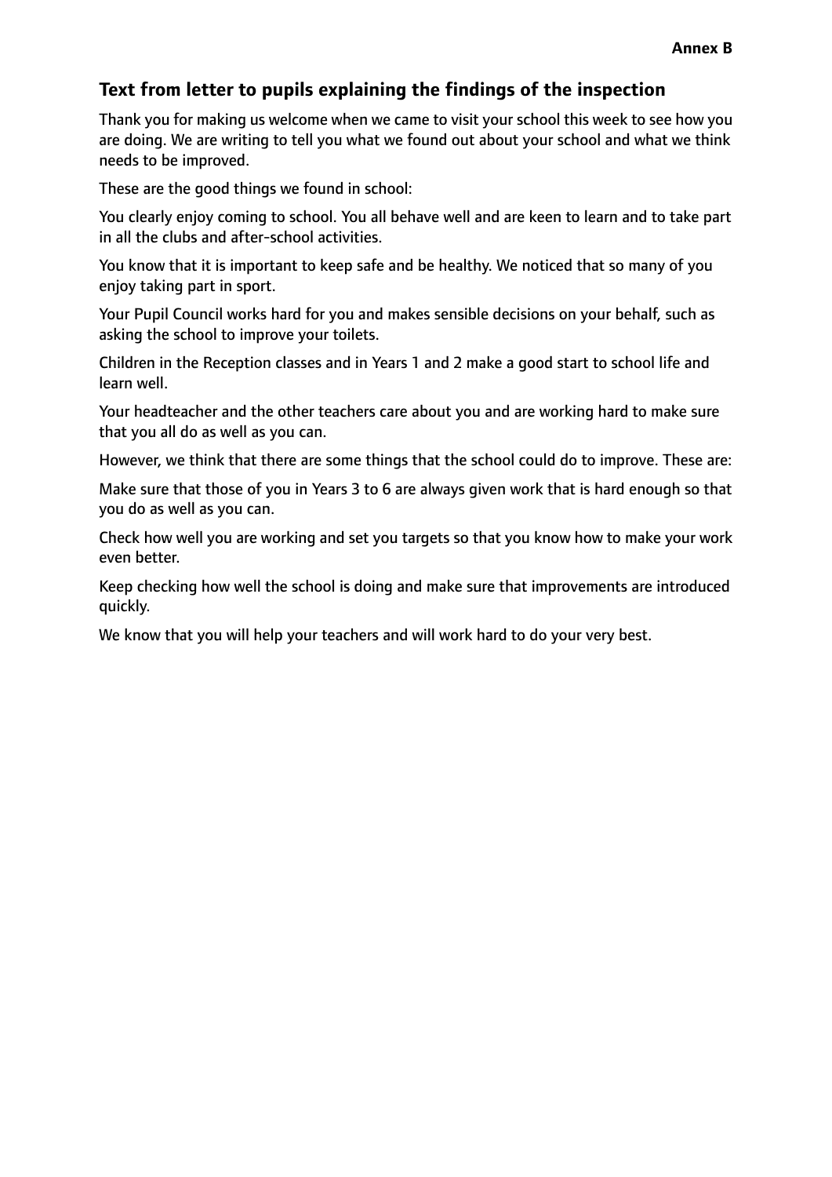Annex B

## Text from letter to pupils explaining the findings of the inspection

Thank you for making us welcome when we came to visit your school this week to see how you are doing. We are writing to tell you what we found out about your school and what we think needs to be improved.

These are the good things we found in school:

You clearly enjoy coming to school. You all behave well and are keen to learn and to take part in all the clubs and after-school activities.

You know that it is important to keep safe and be healthy. We noticed that so many of you enjoy taking part in sport.

Your Pupil Council works hard for you and makes sensible decisions on your behalf, such as asking the school to improve your toilets.

Children in the Reception classes and in Years 1 and 2 make a good start to school life and learn well.

Your headteacher and the other teachers care about you and are working hard to make sure that you all do as well as you can.

However, we think that there are some things that the school could do to improve. These are:

Make sure that those of you in Years 3 to 6 are always given work that is hard enough so that you do as well as you can.

Check how well you are working and set you targets so that you know how to make your work even better.

Keep checking how well the school is doing and make sure that improvements are introduced quickly.

We know that you will help your teachers and will work hard to do your very best.